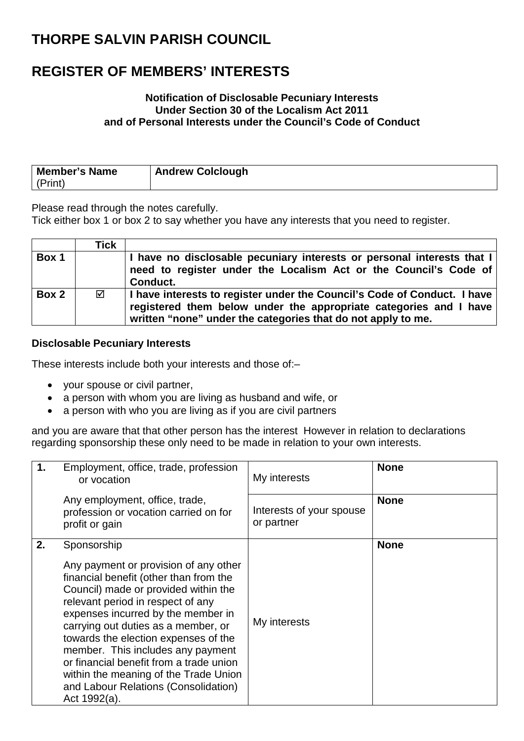# THORPE SALVIN PARISH COUNCIL

# REGISTER OF MEMBERS' INTERESTS

**Notification of Disclosable Pecuniary Interests**
**Under Section 30 of the Localism Act 2011**
**and of Personal Interests under the Council's Code of Conduct**

| **Member's Name** (Print) | **Andrew Colclough** |
|---|---|

Please read through the notes carefully.
Tick either box 1 or box 2 to say whether you have any interests that you need to register.

| | **Tick** | |
|---|---|---|
| **Box 1** | | **I have no disclosable pecuniary interests or personal interests that I need to register under the Localism Act or the Council's Code of Conduct.** |
| **Box 2** | ☑ | **I have interests to register under the Council's Code of Conduct. I have registered them below under the appropriate categories and I have written "none" under the categories that do not apply to me.** |

**Disclosable Pecuniary Interests**

These interests include both your interests and those of:–

- your spouse or civil partner,
- a person with whom you are living as husband and wife, or
- a person with who you are living as if you are civil partners

and you are aware that that other person has the interest However in relation to declarations regarding sponsorship these only need to be made in relation to your own interests.

| | | | |
|---|---|---|---|
| **1.** | Employment, office, trade, profession or vocation<br><br>Any employment, office, trade, profession or vocation carried on for profit or gain | My interests | **None** |
| | | Interests of your spouse or partner | **None** |
| **2.** | Sponsorship<br><br>Any payment or provision of any other financial benefit (other than from the Council) made or provided within the relevant period in respect of any expenses incurred by the member in carrying out duties as a member, or towards the election expenses of the member. This includes any payment or financial benefit from a trade union within the meaning of the Trade Union and Labour Relations (Consolidation) Act 1992(a). | My interests | **None** |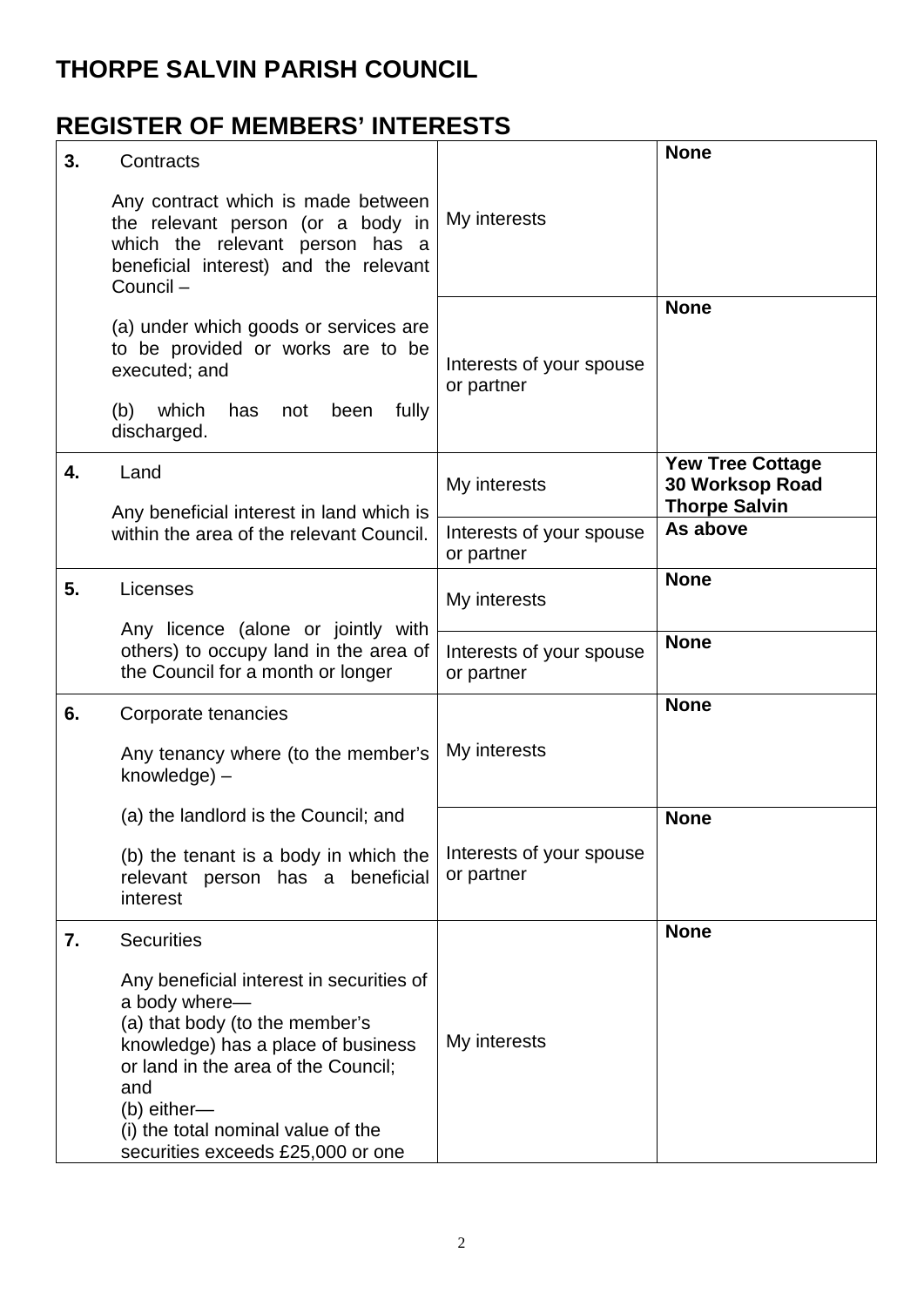# THORPE SALVIN PARISH COUNCIL

## REGISTER OF MEMBERS' INTERESTS

| | | | |
|---|---|---|---|
| **3.** | Contracts<br><br>Any contract which is made between the relevant person (or a body in which the relevant person has a beneficial interest) and the relevant Council –<br><br>(a) under which goods or services are to be provided or works are to be executed; and<br><br>(b) which has not been fully discharged. | My interests | **None** |
| | | Interests of your spouse or partner | **None** |
| **4.** | Land<br><br>Any beneficial interest in land which is within the area of the relevant Council. | My interests | **Yew Tree Cottage 30 Worksop Road Thorpe Salvin** |
| | | Interests of your spouse or partner | **As above** |
| **5.** | Licenses<br><br>Any licence (alone or jointly with others) to occupy land in the area of the Council for a month or longer | My interests | **None** |
| | | Interests of your spouse or partner | **None** |
| **6.** | Corporate tenancies<br><br>Any tenancy where (to the member's knowledge) –<br><br>(a) the landlord is the Council; and<br><br>(b) the tenant is a body in which the relevant person has a beneficial interest | My interests | **None** |
| | | Interests of your spouse or partner | **None** |
| **7.** | Securities<br><br>Any beneficial interest in securities of a body where—<br>(a) that body (to the member's knowledge) has a place of business or land in the area of the Council; and<br>(b) either—<br>(i) the total nominal value of the securities exceeds £25,000 or one | My interests | **None** |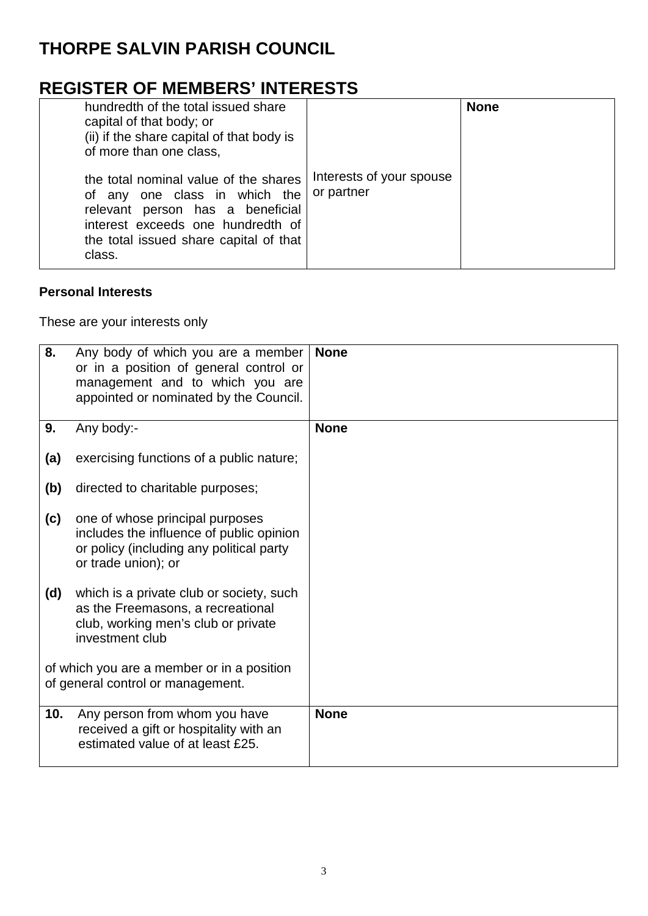# THORPE SALVIN PARISH COUNCIL

# REGISTER OF MEMBERS' INTERESTS

| | | |
|---|---|---|
| hundredth of the total issued share capital of that body; or<br>(ii) if the share capital of that body is of more than one class,<br><br>the total nominal value of the shares of any one class in which the relevant person has a beneficial interest exceeds one hundredth of the total issued share capital of that class. | Interests of your spouse or partner | **None** |

### Personal Interests

These are your interests only

| | |
|---|---|
| **8.** Any body of which you are a member or in a position of general control or management and to which you are appointed or nominated by the Council. | **None** |
| **9.** Any body:-<br><br>**(a)** exercising functions of a public nature;<br><br>**(b)** directed to charitable purposes;<br><br>**(c)** one of whose principal purposes includes the influence of public opinion or policy (including any political party or trade union); or<br><br>**(d)** which is a private club or society, such as the Freemasons, a recreational club, working men's club or private investment club<br><br>of which you are a member or in a position of general control or management. | **None** |
| **10.** Any person from whom you have received a gift or hospitality with an estimated value of at least £25. | **None** |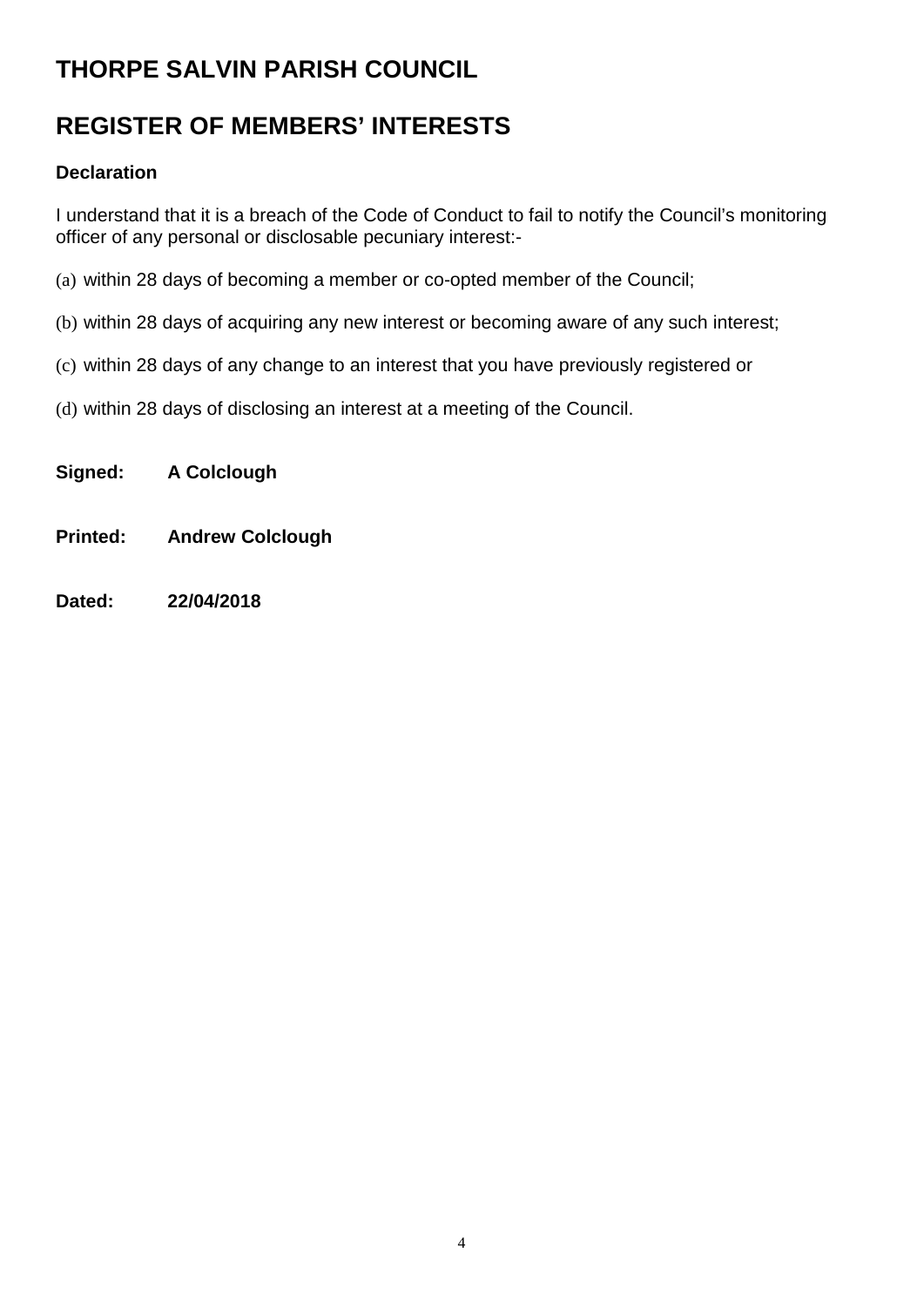# THORPE SALVIN PARISH COUNCIL

# REGISTER OF MEMBERS' INTERESTS

**Declaration**

I understand that it is a breach of the Code of Conduct to fail to notify the Council's monitoring officer of any personal or disclosable pecuniary interest:-

(a) within 28 days of becoming a member or co-opted member of the Council;

(b) within 28 days of acquiring any new interest or becoming aware of any such interest;

(c) within 28 days of any change to an interest that you have previously registered or

(d) within 28 days of disclosing an interest at a meeting of the Council.

**Signed:** **A Colclough**

**Printed:** **Andrew Colclough**

**Dated:** **22/04/2018**